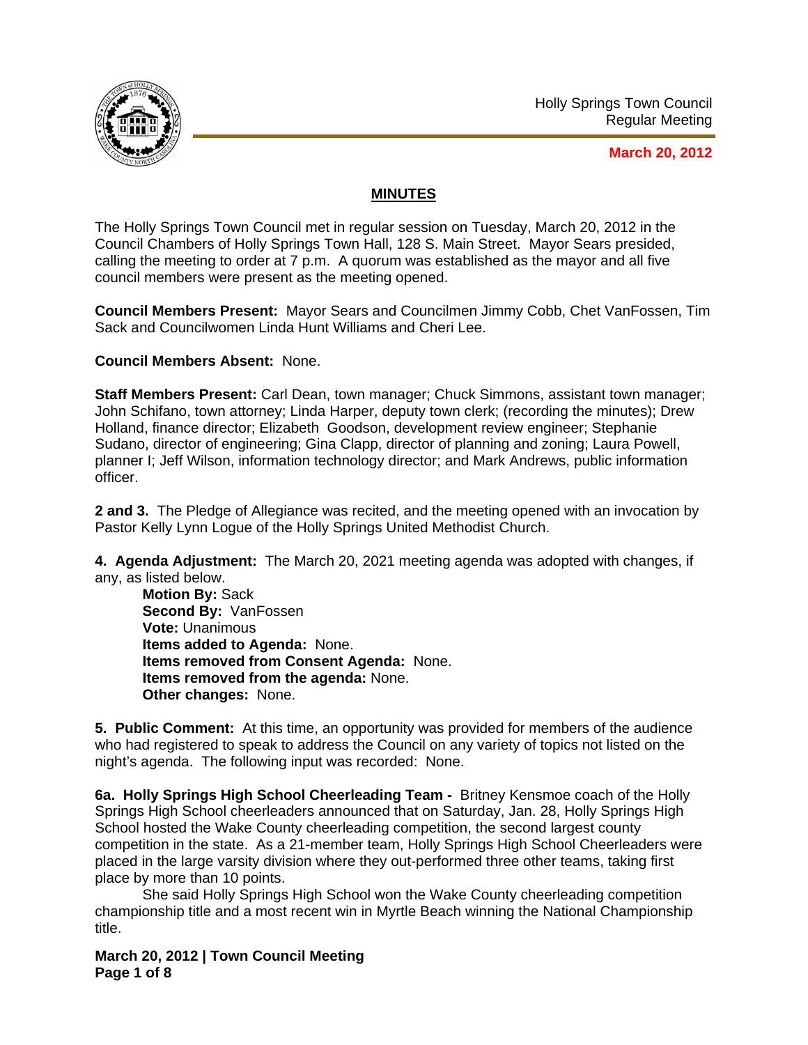Holly Springs Town Council
Regular Meeting

**March 20, 2012**

## MINUTES

The Holly Springs Town Council met in regular session on Tuesday, March 20, 2012 in the Council Chambers of Holly Springs Town Hall, 128 S. Main Street. Mayor Sears presided, calling the meeting to order at 7 p.m. A quorum was established as the mayor and all five council members were present as the meeting opened.

**Council Members Present:** Mayor Sears and Councilmen Jimmy Cobb, Chet VanFossen, Tim Sack and Councilwomen Linda Hunt Williams and Cheri Lee.

**Council Members Absent:** None.

**Staff Members Present:** Carl Dean, town manager; Chuck Simmons, assistant town manager; John Schifano, town attorney; Linda Harper, deputy town clerk; (recording the minutes); Drew Holland, finance director; Elizabeth Goodson, development review engineer; Stephanie Sudano, director of engineering; Gina Clapp, director of planning and zoning; Laura Powell, planner I; Jeff Wilson, information technology director; and Mark Andrews, public information officer.

**2 and 3.** The Pledge of Allegiance was recited, and the meeting opened with an invocation by Pastor Kelly Lynn Logue of the Holly Springs United Methodist Church.

**4. Agenda Adjustment:** The March 20, 2021 meeting agenda was adopted with changes, if any, as listed below.

**Motion By:** Sack
**Second By:** VanFossen
**Vote:** Unanimous
**Items added to Agenda:** None.
**Items removed from Consent Agenda:** None.
**Items removed from the agenda:** None.
**Other changes:** None.

**5. Public Comment:** At this time, an opportunity was provided for members of the audience who had registered to speak to address the Council on any variety of topics not listed on the night's agenda. The following input was recorded: None.

**6a. Holly Springs High School Cheerleading Team -** Britney Kensmoe coach of the Holly Springs High School cheerleaders announced that on Saturday, Jan. 28, Holly Springs High School hosted the Wake County cheerleading competition, the second largest county competition in the state. As a 21-member team, Holly Springs High School Cheerleaders were placed in the large varsity division where they out-performed three other teams, taking first place by more than 10 points.

She said Holly Springs High School won the Wake County cheerleading competition championship title and a most recent win in Myrtle Beach winning the National Championship title.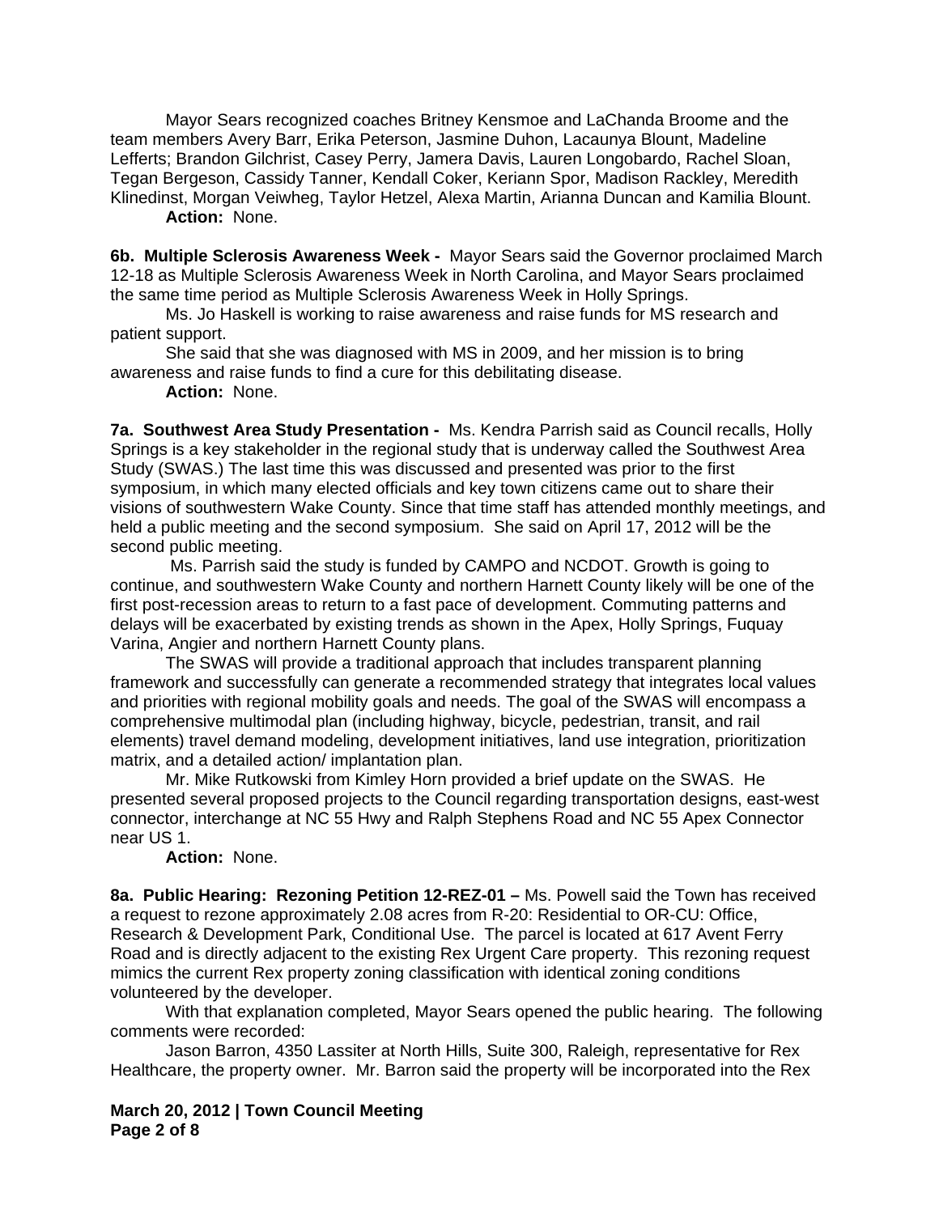Mayor Sears recognized coaches Britney Kensmoe and LaChanda Broome and the team members Avery Barr, Erika Peterson, Jasmine Duhon, Lacaunya Blount, Madeline Lefferts; Brandon Gilchrist, Casey Perry, Jamera Davis, Lauren Longobardo, Rachel Sloan, Tegan Bergeson, Cassidy Tanner, Kendall Coker, Keriann Spor, Madison Rackley, Meredith Klinedinst, Morgan Veiwheg, Taylor Hetzel, Alexa Martin, Arianna Duncan and Kamilia Blount.

**Action:** None.

**6b. Multiple Sclerosis Awareness Week -** Mayor Sears said the Governor proclaimed March 12-18 as Multiple Sclerosis Awareness Week in North Carolina, and Mayor Sears proclaimed the same time period as Multiple Sclerosis Awareness Week in Holly Springs.

Ms. Jo Haskell is working to raise awareness and raise funds for MS research and patient support.

She said that she was diagnosed with MS in 2009, and her mission is to bring awareness and raise funds to find a cure for this debilitating disease.

**Action:** None.

**7a. Southwest Area Study Presentation -** Ms. Kendra Parrish said as Council recalls, Holly Springs is a key stakeholder in the regional study that is underway called the Southwest Area Study (SWAS.) The last time this was discussed and presented was prior to the first symposium, in which many elected officials and key town citizens came out to share their visions of southwestern Wake County. Since that time staff has attended monthly meetings, and held a public meeting and the second symposium. She said on April 17, 2012 will be the second public meeting.

Ms. Parrish said the study is funded by CAMPO and NCDOT. Growth is going to continue, and southwestern Wake County and northern Harnett County likely will be one of the first post-recession areas to return to a fast pace of development. Commuting patterns and delays will be exacerbated by existing trends as shown in the Apex, Holly Springs, Fuquay Varina, Angier and northern Harnett County plans.

The SWAS will provide a traditional approach that includes transparent planning framework and successfully can generate a recommended strategy that integrates local values and priorities with regional mobility goals and needs. The goal of the SWAS will encompass a comprehensive multimodal plan (including highway, bicycle, pedestrian, transit, and rail elements) travel demand modeling, development initiatives, land use integration, prioritization matrix, and a detailed action/ implantation plan.

Mr. Mike Rutkowski from Kimley Horn provided a brief update on the SWAS. He presented several proposed projects to the Council regarding transportation designs, east-west connector, interchange at NC 55 Hwy and Ralph Stephens Road and NC 55 Apex Connector near US 1.

**Action:** None.

**8a. Public Hearing: Rezoning Petition 12-REZ-01 –** Ms. Powell said the Town has received a request to rezone approximately 2.08 acres from R-20: Residential to OR-CU: Office, Research & Development Park, Conditional Use. The parcel is located at 617 Avent Ferry Road and is directly adjacent to the existing Rex Urgent Care property. This rezoning request mimics the current Rex property zoning classification with identical zoning conditions volunteered by the developer.

With that explanation completed, Mayor Sears opened the public hearing. The following comments were recorded:

Jason Barron, 4350 Lassiter at North Hills, Suite 300, Raleigh, representative for Rex Healthcare, the property owner. Mr. Barron said the property will be incorporated into the Rex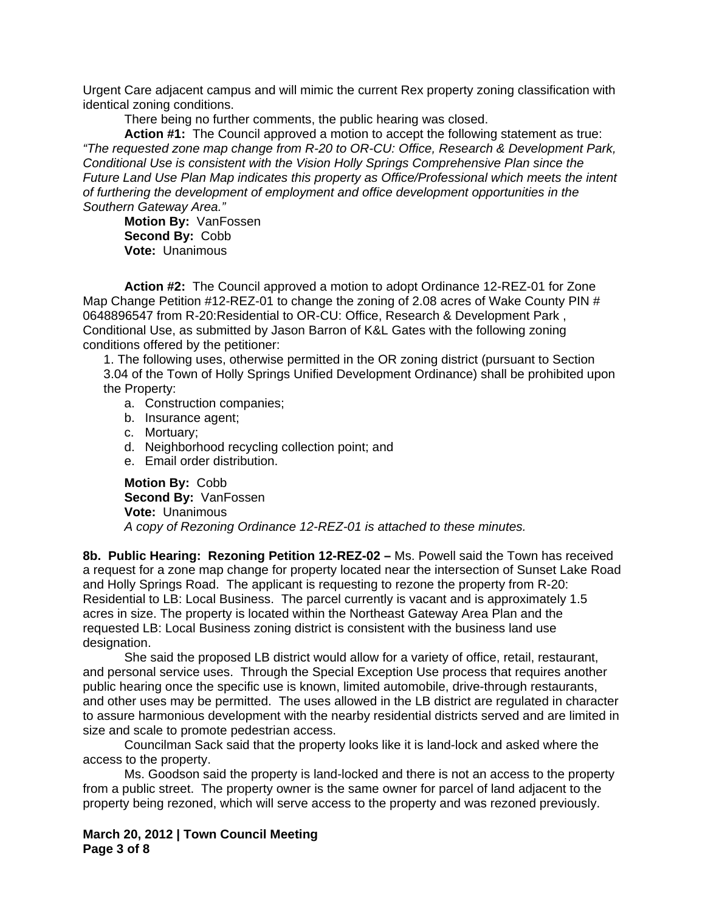Urgent Care adjacent campus and will mimic the current Rex property zoning classification with identical zoning conditions.

There being no further comments, the public hearing was closed.

**Action #1:** The Council approved a motion to accept the following statement as true: *"The requested zone map change from R-20 to OR-CU: Office, Research & Development Park, Conditional Use is consistent with the Vision Holly Springs Comprehensive Plan since the Future Land Use Plan Map indicates this property as Office/Professional which meets the intent of furthering the development of employment and office development opportunities in the Southern Gateway Area."*

**Motion By:** VanFossen
**Second By:** Cobb
**Vote:** Unanimous

**Action #2:** The Council approved a motion to adopt Ordinance 12-REZ-01 for Zone Map Change Petition #12-REZ-01 to change the zoning of 2.08 acres of Wake County PIN # 0648896547 from R-20:Residential to OR-CU: Office, Research & Development Park , Conditional Use, as submitted by Jason Barron of K&L Gates with the following zoning conditions offered by the petitioner:

1. The following uses, otherwise permitted in the OR zoning district (pursuant to Section 3.04 of the Town of Holly Springs Unified Development Ordinance) shall be prohibited upon the Property:
   a. Construction companies;
   b. Insurance agent;
   c. Mortuary;
   d. Neighborhood recycling collection point; and
   e. Email order distribution.

**Motion By:** Cobb
**Second By:** VanFossen
**Vote:** Unanimous
*A copy of Rezoning Ordinance 12-REZ-01 is attached to these minutes.*

**8b. Public Hearing: Rezoning Petition 12-REZ-02 –** Ms. Powell said the Town has received a request for a zone map change for property located near the intersection of Sunset Lake Road and Holly Springs Road. The applicant is requesting to rezone the property from R-20: Residential to LB: Local Business. The parcel currently is vacant and is approximately 1.5 acres in size. The property is located within the Northeast Gateway Area Plan and the requested LB: Local Business zoning district is consistent with the business land use designation.

She said the proposed LB district would allow for a variety of office, retail, restaurant, and personal service uses. Through the Special Exception Use process that requires another public hearing once the specific use is known, limited automobile, drive-through restaurants, and other uses may be permitted. The uses allowed in the LB district are regulated in character to assure harmonious development with the nearby residential districts served and are limited in size and scale to promote pedestrian access.

Councilman Sack said that the property looks like it is land-lock and asked where the access to the property.

Ms. Goodson said the property is land-locked and there is not an access to the property from a public street. The property owner is the same owner for parcel of land adjacent to the property being rezoned, which will serve access to the property and was rezoned previously.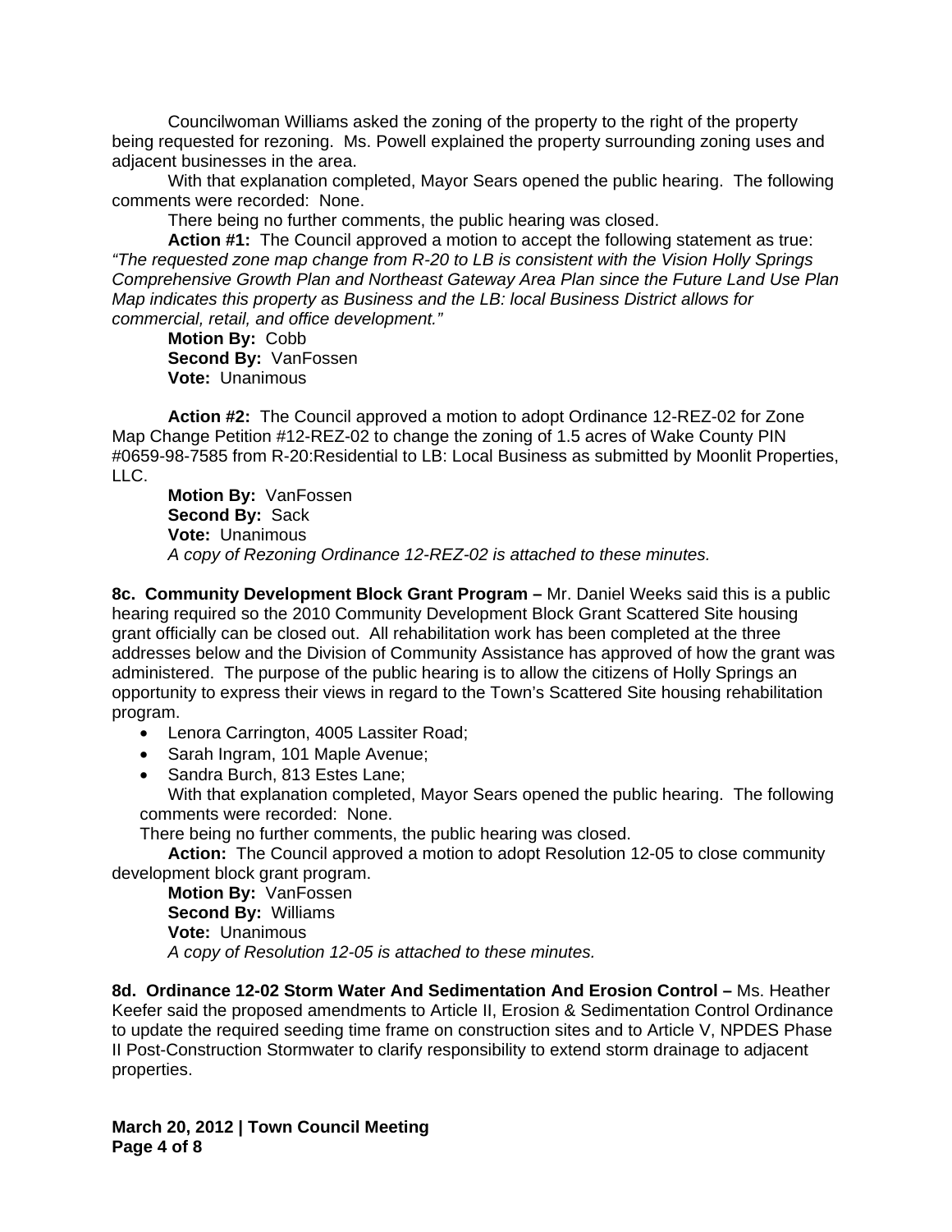Councilwoman Williams asked the zoning of the property to the right of the property being requested for rezoning. Ms. Powell explained the property surrounding zoning uses and adjacent businesses in the area.

With that explanation completed, Mayor Sears opened the public hearing. The following comments were recorded: None.

There being no further comments, the public hearing was closed.

**Action #1:** The Council approved a motion to accept the following statement as true: *"The requested zone map change from R-20 to LB is consistent with the Vision Holly Springs Comprehensive Growth Plan and Northeast Gateway Area Plan since the Future Land Use Plan Map indicates this property as Business and the LB: local Business District allows for commercial, retail, and office development."*

**Motion By:** Cobb
**Second By:** VanFossen
**Vote:** Unanimous

**Action #2:** The Council approved a motion to adopt Ordinance 12-REZ-02 for Zone Map Change Petition #12-REZ-02 to change the zoning of 1.5 acres of Wake County PIN #0659-98-7585 from R-20:Residential to LB: Local Business as submitted by Moonlit Properties, LLC.

**Motion By:** VanFossen
**Second By:** Sack
**Vote:** Unanimous
*A copy of Rezoning Ordinance 12-REZ-02 is attached to these minutes.*

**8c. Community Development Block Grant Program –** Mr. Daniel Weeks said this is a public hearing required so the 2010 Community Development Block Grant Scattered Site housing grant officially can be closed out. All rehabilitation work has been completed at the three addresses below and the Division of Community Assistance has approved of how the grant was administered. The purpose of the public hearing is to allow the citizens of Holly Springs an opportunity to express their views in regard to the Town's Scattered Site housing rehabilitation program.

- Lenora Carrington, 4005 Lassiter Road;
- Sarah Ingram, 101 Maple Avenue;
- Sandra Burch, 813 Estes Lane;

With that explanation completed, Mayor Sears opened the public hearing. The following comments were recorded: None.

There being no further comments, the public hearing was closed.

**Action:** The Council approved a motion to adopt Resolution 12-05 to close community development block grant program.

**Motion By:** VanFossen
**Second By:** Williams
**Vote:** Unanimous
*A copy of Resolution 12-05 is attached to these minutes.*

**8d. Ordinance 12-02 Storm Water And Sedimentation And Erosion Control –** Ms. Heather Keefer said the proposed amendments to Article II, Erosion & Sedimentation Control Ordinance to update the required seeding time frame on construction sites and to Article V, NPDES Phase II Post-Construction Stormwater to clarify responsibility to extend storm drainage to adjacent properties.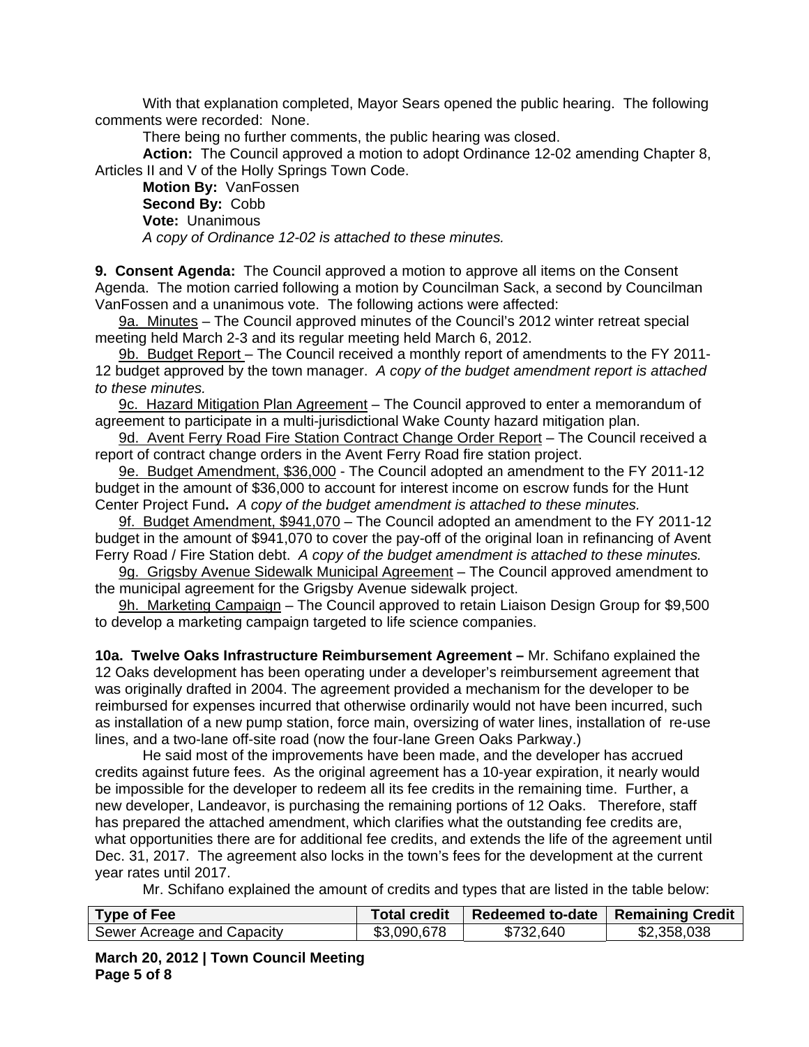With that explanation completed, Mayor Sears opened the public hearing. The following comments were recorded: None.

There being no further comments, the public hearing was closed.

**Action:** The Council approved a motion to adopt Ordinance 12-02 amending Chapter 8, Articles II and V of the Holly Springs Town Code.

**Motion By:** VanFossen
**Second By:** Cobb
**Vote:** Unanimous
*A copy of Ordinance 12-02 is attached to these minutes.*

**9. Consent Agenda:** The Council approved a motion to approve all items on the Consent Agenda. The motion carried following a motion by Councilman Sack, a second by Councilman VanFossen and a unanimous vote. The following actions were affected:

9a. Minutes – The Council approved minutes of the Council's 2012 winter retreat special meeting held March 2-3 and its regular meeting held March 6, 2012.

9b. Budget Report – The Council received a monthly report of amendments to the FY 2011-12 budget approved by the town manager. *A copy of the budget amendment report is attached to these minutes.*

9c. Hazard Mitigation Plan Agreement – The Council approved to enter a memorandum of agreement to participate in a multi-jurisdictional Wake County hazard mitigation plan.

9d. Avent Ferry Road Fire Station Contract Change Order Report – The Council received a report of contract change orders in the Avent Ferry Road fire station project.

9e. Budget Amendment, $36,000 - The Council adopted an amendment to the FY 2011-12 budget in the amount of $36,000 to account for interest income on escrow funds for the Hunt Center Project Fund**.** *A copy of the budget amendment is attached to these minutes.*

9f. Budget Amendment, $941,070 – The Council adopted an amendment to the FY 2011-12 budget in the amount of $941,070 to cover the pay-off of the original loan in refinancing of Avent Ferry Road / Fire Station debt. *A copy of the budget amendment is attached to these minutes.*

9g. Grigsby Avenue Sidewalk Municipal Agreement – The Council approved amendment to the municipal agreement for the Grigsby Avenue sidewalk project.

9h. Marketing Campaign – The Council approved to retain Liaison Design Group for $9,500 to develop a marketing campaign targeted to life science companies.

**10a. Twelve Oaks Infrastructure Reimbursement Agreement –** Mr. Schifano explained the 12 Oaks development has been operating under a developer's reimbursement agreement that was originally drafted in 2004. The agreement provided a mechanism for the developer to be reimbursed for expenses incurred that otherwise ordinarily would not have been incurred, such as installation of a new pump station, force main, oversizing of water lines, installation of re-use lines, and a two-lane off-site road (now the four-lane Green Oaks Parkway.)

He said most of the improvements have been made, and the developer has accrued credits against future fees. As the original agreement has a 10-year expiration, it nearly would be impossible for the developer to redeem all its fee credits in the remaining time. Further, a new developer, Landeavor, is purchasing the remaining portions of 12 Oaks. Therefore, staff has prepared the attached amendment, which clarifies what the outstanding fee credits are, what opportunities there are for additional fee credits, and extends the life of the agreement until Dec. 31, 2017. The agreement also locks in the town's fees for the development at the current year rates until 2017.

Mr. Schifano explained the amount of credits and types that are listed in the table below:

| Type of Fee | Total credit | Redeemed to-date | Remaining Credit |
|---|---|---|---|
| Sewer Acreage and Capacity | $3,090,678 | $732,640 | $2,358,038 |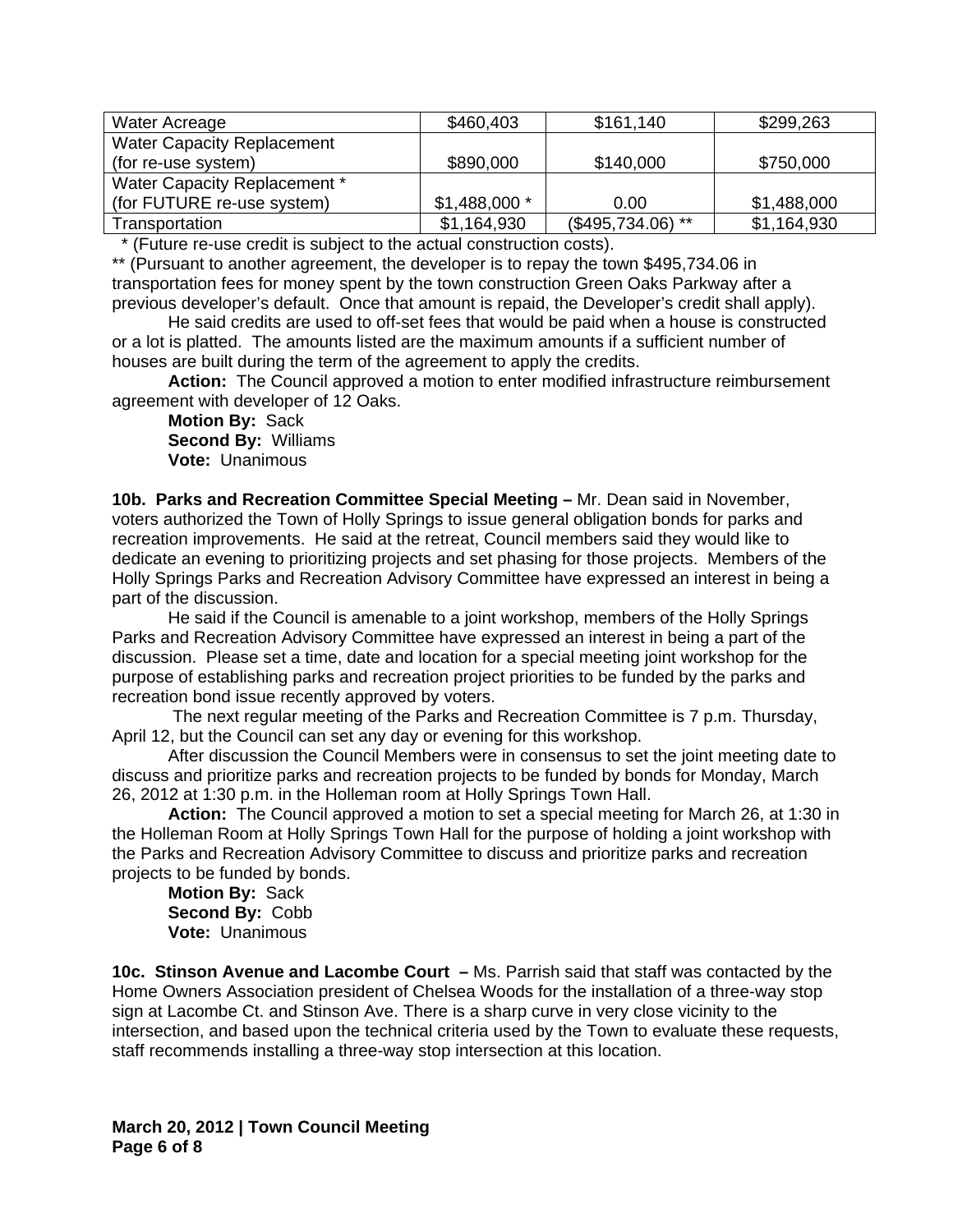| Water Acreage | $460,403 | $161,140 | $299,263 |
|---|---|---|---|
| Water Capacity Replacement (for re-use system) | $890,000 | $140,000 | $750,000 |
| Water Capacity Replacement * (for FUTURE re-use system) | $1,488,000 * | 0.00 | $1,488,000 |
| Transportation | $1,164,930 | ($495,734.06) ** | $1,164,930 |

\* (Future re-use credit is subject to the actual construction costs).

** (Pursuant to another agreement, the developer is to repay the town $495,734.06 in transportation fees for money spent by the town construction Green Oaks Parkway after a previous developer's default. Once that amount is repaid, the Developer's credit shall apply).

He said credits are used to off-set fees that would be paid when a house is constructed or a lot is platted. The amounts listed are the maximum amounts if a sufficient number of houses are built during the term of the agreement to apply the credits.

**Action:** The Council approved a motion to enter modified infrastructure reimbursement agreement with developer of 12 Oaks.

**Motion By:** Sack
**Second By:** Williams
**Vote:** Unanimous

**10b. Parks and Recreation Committee Special Meeting –** Mr. Dean said in November, voters authorized the Town of Holly Springs to issue general obligation bonds for parks and recreation improvements. He said at the retreat, Council members said they would like to dedicate an evening to prioritizing projects and set phasing for those projects. Members of the Holly Springs Parks and Recreation Advisory Committee have expressed an interest in being a part of the discussion.

He said if the Council is amenable to a joint workshop, members of the Holly Springs Parks and Recreation Advisory Committee have expressed an interest in being a part of the discussion. Please set a time, date and location for a special meeting joint workshop for the purpose of establishing parks and recreation project priorities to be funded by the parks and recreation bond issue recently approved by voters.

The next regular meeting of the Parks and Recreation Committee is 7 p.m. Thursday, April 12, but the Council can set any day or evening for this workshop.

After discussion the Council Members were in consensus to set the joint meeting date to discuss and prioritize parks and recreation projects to be funded by bonds for Monday, March 26, 2012 at 1:30 p.m. in the Holleman room at Holly Springs Town Hall.

**Action:** The Council approved a motion to set a special meeting for March 26, at 1:30 in the Holleman Room at Holly Springs Town Hall for the purpose of holding a joint workshop with the Parks and Recreation Advisory Committee to discuss and prioritize parks and recreation projects to be funded by bonds.

**Motion By:** Sack
**Second By:** Cobb
**Vote:** Unanimous

**10c. Stinson Avenue and Lacombe Court –** Ms. Parrish said that staff was contacted by the Home Owners Association president of Chelsea Woods for the installation of a three-way stop sign at Lacombe Ct. and Stinson Ave. There is a sharp curve in very close vicinity to the intersection, and based upon the technical criteria used by the Town to evaluate these requests, staff recommends installing a three-way stop intersection at this location.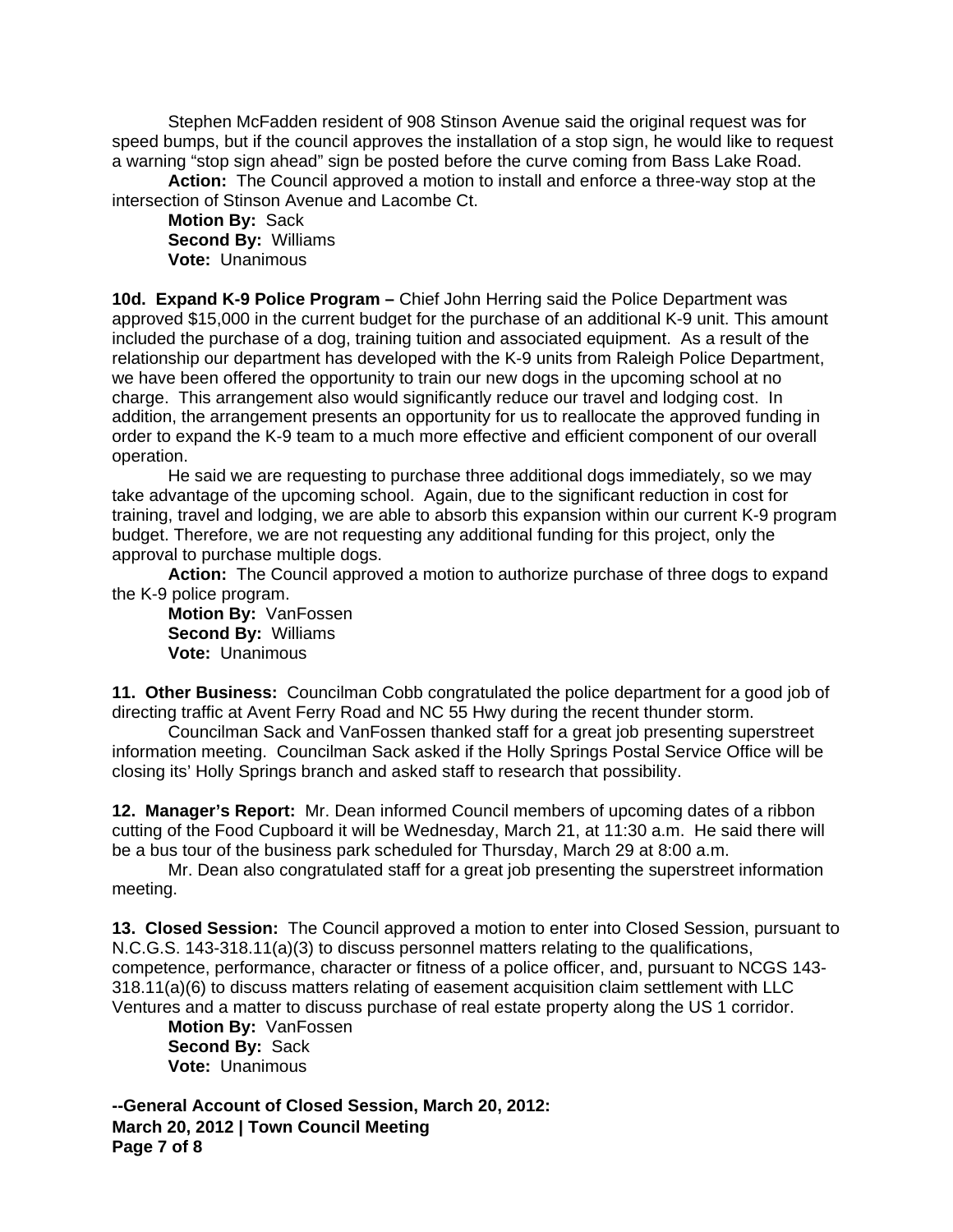Stephen McFadden resident of 908 Stinson Avenue said the original request was for speed bumps, but if the council approves the installation of a stop sign, he would like to request a warning "stop sign ahead" sign be posted before the curve coming from Bass Lake Road.

**Action:** The Council approved a motion to install and enforce a three-way stop at the intersection of Stinson Avenue and Lacombe Ct.

**Motion By:** Sack
**Second By:** Williams
**Vote:** Unanimous

**10d. Expand K-9 Police Program –** Chief John Herring said the Police Department was approved $15,000 in the current budget for the purchase of an additional K-9 unit. This amount included the purchase of a dog, training tuition and associated equipment. As a result of the relationship our department has developed with the K-9 units from Raleigh Police Department, we have been offered the opportunity to train our new dogs in the upcoming school at no charge. This arrangement also would significantly reduce our travel and lodging cost. In addition, the arrangement presents an opportunity for us to reallocate the approved funding in order to expand the K-9 team to a much more effective and efficient component of our overall operation.

He said we are requesting to purchase three additional dogs immediately, so we may take advantage of the upcoming school. Again, due to the significant reduction in cost for training, travel and lodging, we are able to absorb this expansion within our current K-9 program budget. Therefore, we are not requesting any additional funding for this project, only the approval to purchase multiple dogs.

**Action:** The Council approved a motion to authorize purchase of three dogs to expand the K-9 police program.

**Motion By:** VanFossen
**Second By:** Williams
**Vote:** Unanimous

**11. Other Business:** Councilman Cobb congratulated the police department for a good job of directing traffic at Avent Ferry Road and NC 55 Hwy during the recent thunder storm.

Councilman Sack and VanFossen thanked staff for a great job presenting superstreet information meeting. Councilman Sack asked if the Holly Springs Postal Service Office will be closing its' Holly Springs branch and asked staff to research that possibility.

**12. Manager's Report:** Mr. Dean informed Council members of upcoming dates of a ribbon cutting of the Food Cupboard it will be Wednesday, March 21, at 11:30 a.m. He said there will be a bus tour of the business park scheduled for Thursday, March 29 at 8:00 a.m.

Mr. Dean also congratulated staff for a great job presenting the superstreet information meeting.

**13. Closed Session:** The Council approved a motion to enter into Closed Session, pursuant to N.C.G.S. 143-318.11(a)(3) to discuss personnel matters relating to the qualifications, competence, performance, character or fitness of a police officer, and, pursuant to NCGS 143-318.11(a)(6) to discuss matters relating of easement acquisition claim settlement with LLC Ventures and a matter to discuss purchase of real estate property along the US 1 corridor.

**Motion By:** VanFossen
**Second By:** Sack
**Vote:** Unanimous

**--General Account of Closed Session, March 20, 2012:**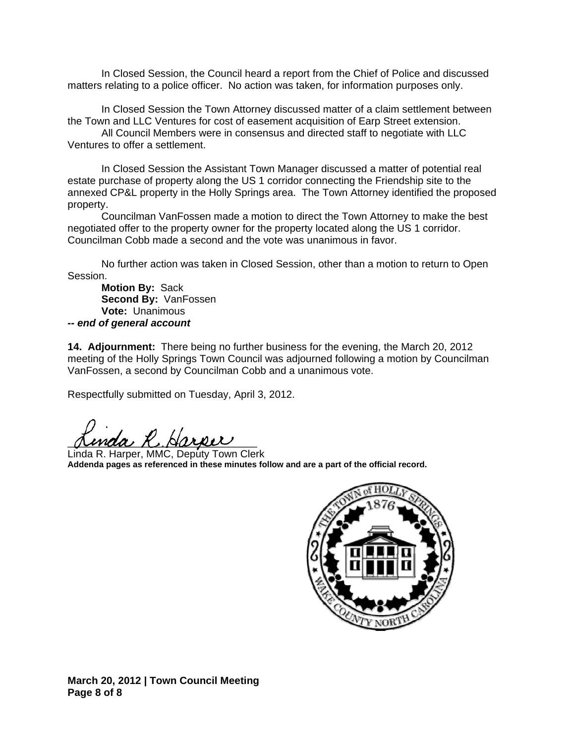In Closed Session, the Council heard a report from the Chief of Police and discussed matters relating to a police officer. No action was taken, for information purposes only.

In Closed Session the Town Attorney discussed matter of a claim settlement between the Town and LLC Ventures for cost of easement acquisition of Earp Street extension.

All Council Members were in consensus and directed staff to negotiate with LLC Ventures to offer a settlement.

In Closed Session the Assistant Town Manager discussed a matter of potential real estate purchase of property along the US 1 corridor connecting the Friendship site to the annexed CP&L property in the Holly Springs area. The Town Attorney identified the proposed property.

Councilman VanFossen made a motion to direct the Town Attorney to make the best negotiated offer to the property owner for the property located along the US 1 corridor. Councilman Cobb made a second and the vote was unanimous in favor.

No further action was taken in Closed Session, other than a motion to return to Open Session.

**Motion By:** Sack
**Second By:** VanFossen
**Vote:** Unanimous

***-- end of general account***

**14. Adjournment:** There being no further business for the evening, the March 20, 2012 meeting of the Holly Springs Town Council was adjourned following a motion by Councilman VanFossen, a second by Councilman Cobb and a unanimous vote.

Respectfully submitted on Tuesday, April 3, 2012.

Linda R. Harper

Linda R. Harper, MMC, Deputy Town Clerk

**Addenda pages as referenced in these minutes follow and are a part of the official record.**

THE TOWN of HOLLY SPRINGS 1876 WAKE COUNTY NORTH CAROLINA